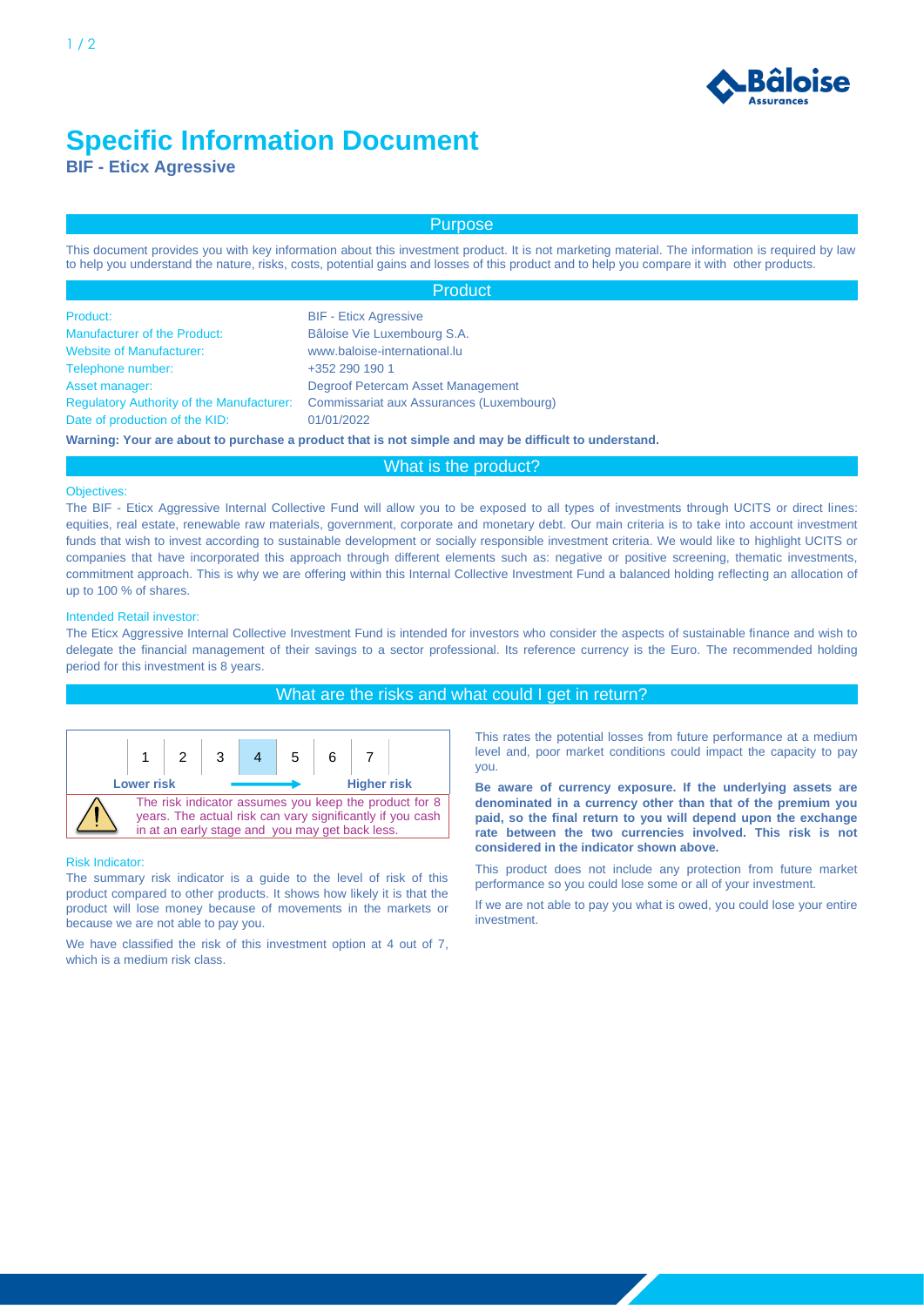# Specific Information Document

**BIF - Eticx Agressive**

## Purpose

This document provides you with key information about this investment product. It is not marketing material. The information is required by law to help you understand the nature, risks, costs, potential gains and losses of this product and to help you compare it with other products.

## Product

| | |
|---|---|
| Product: | BIF - Eticx Agressive |
| Manufacturer of the Product: | Bâloise Vie Luxembourg S.A. |
| Website of Manufacturer: | www.baloise-international.lu |
| Telephone number: | +352 290 190 1 |
| Asset manager: | Degroof Petercam Asset Management |
| Regulatory Authority of the Manufacturer: | Commissariat aux Assurances (Luxembourg) |
| Date of production of the KID: | 01/01/2022 |

**Warning: Your are about to purchase a product that is not simple and may be difficult to understand.**

## What is the product?

### Objectives:

The BIF - Eticx Aggressive Internal Collective Fund will allow you to be exposed to all types of investments through UCITS or direct lines: equities, real estate, renewable raw materials, government, corporate and monetary debt. Our main criteria is to take into account investment funds that wish to invest according to sustainable development or socially responsible investment criteria. We would like to highlight UCITS or companies that have incorporated this approach through different elements such as: negative or positive screening, thematic investments, commitment approach. This is why we are offering within this Internal Collective Investment Fund a balanced holding reflecting an allocation of up to 100 % of shares.

### Intended Retail investor:

The Eticx Aggressive Internal Collective Investment Fund is intended for investors who consider the aspects of sustainable finance and wish to delegate the financial management of their savings to a sector professional. Its reference currency is the Euro. The recommended holding period for this investment is 8 years.

## What are the risks and what could I get in return?

| 1 | 2 | 3 | **4** | 5 | 6 | 7 |
|---|---|---|---|---|---|---|

**Lower risk** → **Higher risk**

The risk indicator assumes you keep the product for 8 years. The actual risk can vary significantly if you cash in at an early stage and you may get back less.

### Risk Indicator:

The summary risk indicator is a guide to the level of risk of this product compared to other products. It shows how likely it is that the product will lose money because of movements in the markets or because we are not able to pay you.

We have classified the risk of this investment option at 4 out of 7, which is a medium risk class.

This rates the potential losses from future performance at a medium level and, poor market conditions could impact the capacity to pay you.

**Be aware of currency exposure. If the underlying assets are denominated in a currency other than that of the premium you paid, so the final return to you will depend upon the exchange rate between the two currencies involved. This risk is not considered in the indicator shown above.**

This product does not include any protection from future market performance so you could lose some or all of your investment.

If we are not able to pay you what is owed, you could lose your entire investment.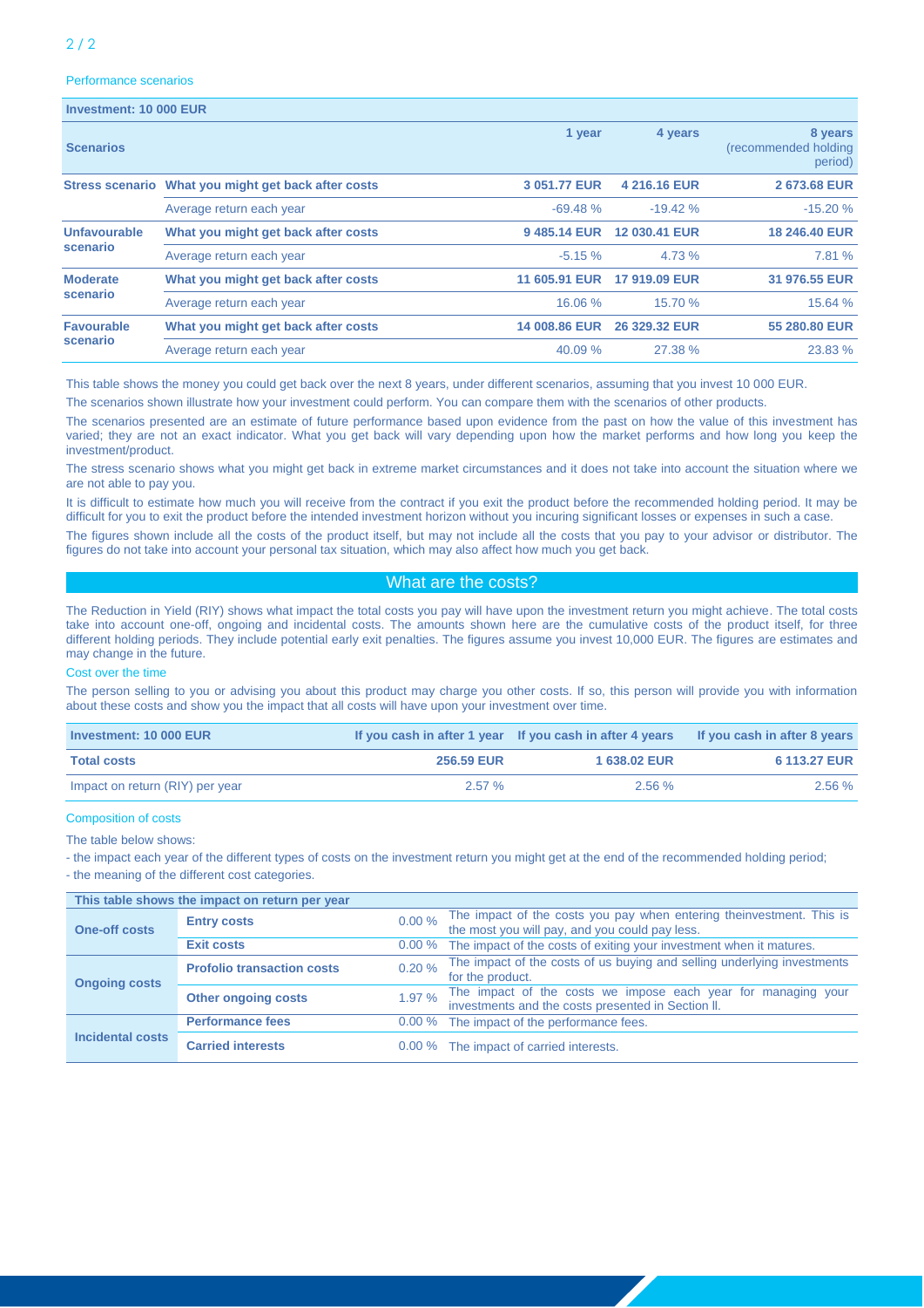### Performance scenarios

| Investment: 10 000 EUR | | | | |
|---|---|---|---|---|
| **Scenarios** | | **1 year** | **4 years** | **8 years** (recommended holding period) |
| **Stress scenario** | **What you might get back after costs** | **3 051.77 EUR** | **4 216.16 EUR** | **2 673.68 EUR** |
| | Average return each year | -69.48 % | -19.42 % | -15.20 % |
| **Unfavourable scenario** | **What you might get back after costs** | **9 485.14 EUR** | **12 030.41 EUR** | **18 246.40 EUR** |
| | Average return each year | -5.15 % | 4.73 % | 7.81 % |
| **Moderate scenario** | **What you might get back after costs** | **11 605.91 EUR** | **17 919.09 EUR** | **31 976.55 EUR** |
| | Average return each year | 16.06 % | 15.70 % | 15.64 % |
| **Favourable scenario** | **What you might get back after costs** | **14 008.86 EUR** | **26 329.32 EUR** | **55 280.80 EUR** |
| | Average return each year | 40.09 % | 27.38 % | 23.83 % |

This table shows the money you could get back over the next 8 years, under different scenarios, assuming that you invest 10 000 EUR.

The scenarios shown illustrate how your investment could perform. You can compare them with the scenarios of other products.

The scenarios presented are an estimate of future performance based upon evidence from the past on how the value of this investment has varied; they are not an exact indicator. What you get back will vary depending upon how the market performs and how long you keep the investment/product.

The stress scenario shows what you might get back in extreme market circumstances and it does not take into account the situation where we are not able to pay you.

It is difficult to estimate how much you will receive from the contract if you exit the product before the recommended holding period. It may be difficult for you to exit the product before the intended investment horizon without you incurring significant losses or expenses in such a case.

The figures shown include all the costs of the product itself, but may not include all the costs that you pay to your advisor or distributor. The figures do not take into account your personal tax situation, which may also affect how much you get back.

## What are the costs?

The Reduction in Yield (RIY) shows what impact the total costs you pay will have upon the investment return you might achieve. The total costs take into account one-off, ongoing and incidental costs. The amounts shown here are the cumulative costs of the product itself, for three different holding periods. They include potential early exit penalties. The figures assume you invest 10,000 EUR. The figures are estimates and may change in the future.

### Cost over the time

The person selling to you or advising you about this product may charge you other costs. If so, this person will provide you with information about these costs and show you the impact that all costs will have upon your investment over time.

| Investment: 10 000 EUR | If you cash in after 1 year | If you cash in after 4 years | If you cash in after 8 years |
|---|---|---|---|
| **Total costs** | **256.59 EUR** | **1 638.02 EUR** | **6 113.27 EUR** |
| Impact on return (RIY) per year | 2.57 % | 2.56 % | 2.56 % |

### Composition of costs

The table below shows:

- the impact each year of the different types of costs on the investment return you might get at the end of the recommended holding period;
- the meaning of the different cost categories.

| This table shows the impact on return per year | | | |
|---|---|---|---|
| **One-off costs** | **Entry costs** | 0.00 % | The impact of the costs you pay when entering theinvestment. This is the most you will pay, and you could pay less. |
| | **Exit costs** | 0.00 % | The impact of the costs of exiting your investment when it matures. |
| **Ongoing costs** | **Profolio transaction costs** | 0.20 % | The impact of the costs of us buying and selling underlying investments for the product. |
| | **Other ongoing costs** | 1.97 % | The impact of the costs we impose each year for managing your investments and the costs presented in Section II. |
| **Incidental costs** | **Performance fees** | 0.00 % | The impact of the performance fees. |
| | **Carried interests** | 0.00 % | The impact of carried interests. |